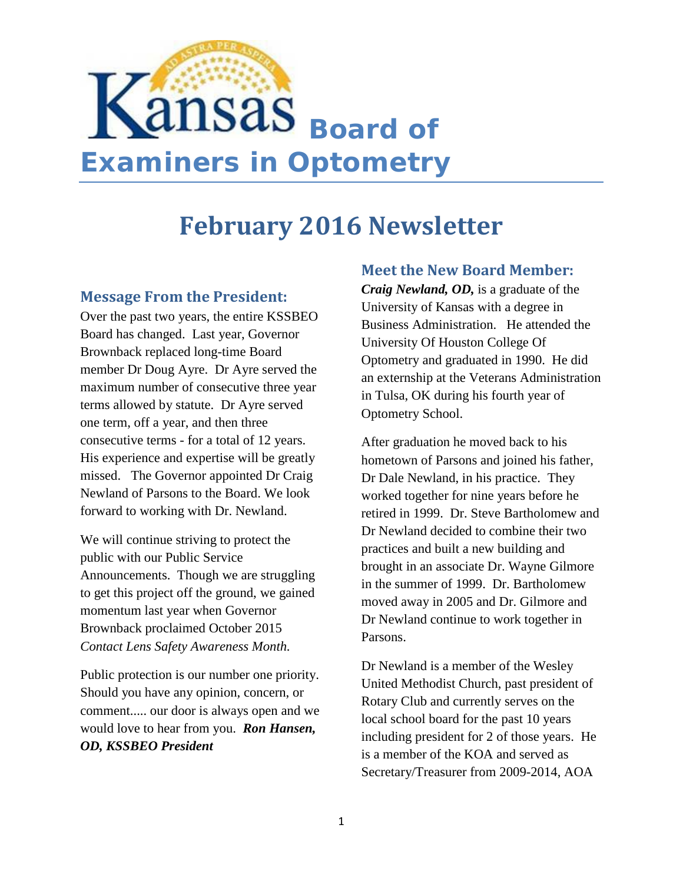# Kansas Board of Examiners in Optometry

## February 2016 Newsletter

### Message From the President:

Over the past two years, the entire KSSBEO Board has changed. Last year, Governor Brownback replaced long-time Board member Dr Doug Ayre. Dr Ayre served the maximum number of consecutive three year terms allowed by statute. Dr Ayre served one term, off a year, and then three consecutive terms - for a total of 12 years. His experience and expertise will be greatly missed. The Governor appointed Dr Craig Newland of Parsons to the Board. We look forward to working with Dr. Newland.

We will continue striving to protect the public with our Public Service Announcements. Though we are struggling to get this project off the ground, we gained momentum last year when Governor Brownback proclaimed October 2015 *Contact Lens Safety Awareness Month.*

Public protection is our number one priority. Should you have any opinion, concern, or comment..... our door is always open and we would love to hear from you. ***Ron Hansen, OD, KSSBEO President***

### Meet the New Board Member:

***Craig Newland, OD,*** is a graduate of the University of Kansas with a degree in Business Administration. He attended the University Of Houston College Of Optometry and graduated in 1990. He did an externship at the Veterans Administration in Tulsa, OK during his fourth year of Optometry School.

After graduation he moved back to his hometown of Parsons and joined his father, Dr Dale Newland, in his practice. They worked together for nine years before he retired in 1999. Dr. Steve Bartholomew and Dr Newland decided to combine their two practices and built a new building and brought in an associate Dr. Wayne Gilmore in the summer of 1999. Dr. Bartholomew moved away in 2005 and Dr. Gilmore and Dr Newland continue to work together in Parsons.

Dr Newland is a member of the Wesley United Methodist Church, past president of Rotary Club and currently serves on the local school board for the past 10 years including president for 2 of those years. He is a member of the KOA and served as Secretary/Treasurer from 2009-2014, AOA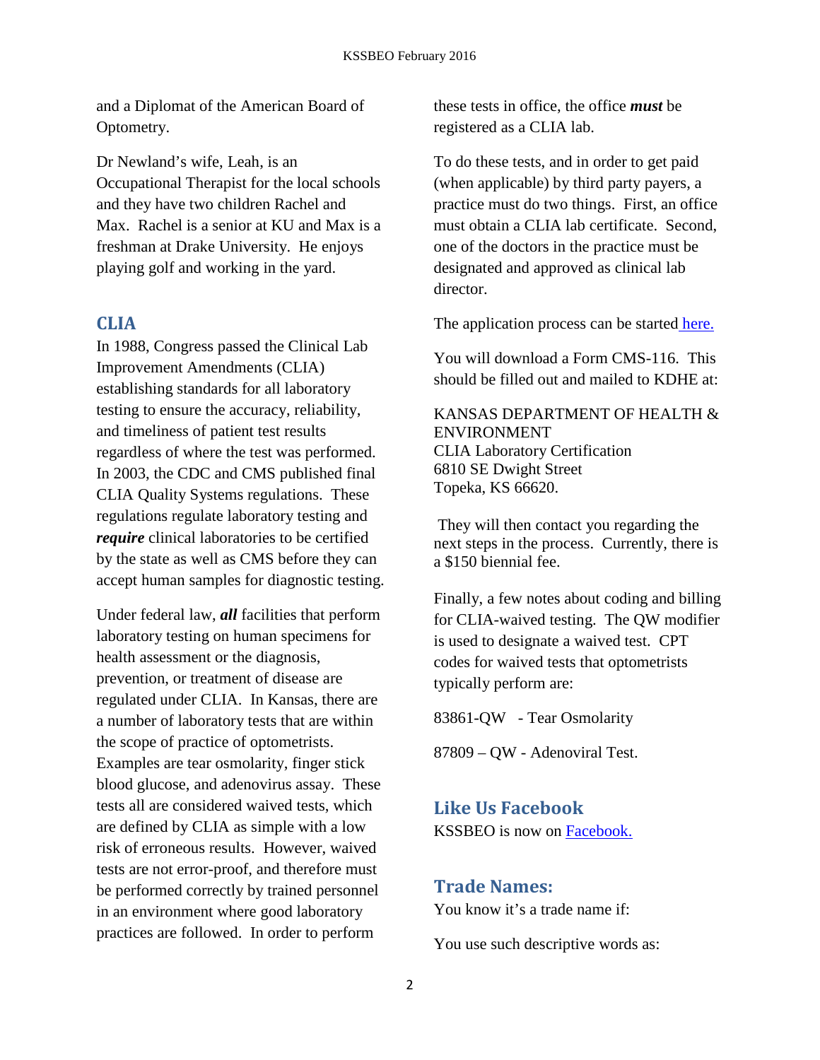and a Diplomat of the American Board of Optometry.

Dr Newland's wife, Leah, is an Occupational Therapist for the local schools and they have two children Rachel and Max. Rachel is a senior at KU and Max is a freshman at Drake University. He enjoys playing golf and working in the yard.

## CLIA

In 1988, Congress passed the Clinical Lab Improvement Amendments (CLIA) establishing standards for all laboratory testing to ensure the accuracy, reliability, and timeliness of patient test results regardless of where the test was performed. In 2003, the CDC and CMS published final CLIA Quality Systems regulations. These regulations regulate laboratory testing and ***require*** clinical laboratories to be certified by the state as well as CMS before they can accept human samples for diagnostic testing.

Under federal law, ***all*** facilities that perform laboratory testing on human specimens for health assessment or the diagnosis, prevention, or treatment of disease are regulated under CLIA. In Kansas, there are a number of laboratory tests that are within the scope of practice of optometrists. Examples are tear osmolarity, finger stick blood glucose, and adenovirus assay. These tests all are considered waived tests, which are defined by CLIA as simple with a low risk of erroneous results. However, waived tests are not error-proof, and therefore must be performed correctly by trained personnel in an environment where good laboratory practices are followed. In order to perform these tests in office, the office ***must*** be registered as a CLIA lab.

To do these tests, and in order to get paid (when applicable) by third party payers, a practice must do two things. First, an office must obtain a CLIA lab certificate. Second, one of the doctors in the practice must be designated and approved as clinical lab director.

The application process can be started here.

You will download a Form CMS-116. This should be filled out and mailed to KDHE at:

KANSAS DEPARTMENT OF HEALTH & ENVIRONMENT
CLIA Laboratory Certification
6810 SE Dwight Street
Topeka, KS 66620.

They will then contact you regarding the next steps in the process. Currently, there is a $150 biennial fee.

Finally, a few notes about coding and billing for CLIA-waived testing. The QW modifier is used to designate a waived test. CPT codes for waived tests that optometrists typically perform are:

83861-QW - Tear Osmolarity

87809 – QW - Adenoviral Test.

## Like Us Facebook

KSSBEO is now on Facebook.

## Trade Names:

You know it's a trade name if:

You use such descriptive words as: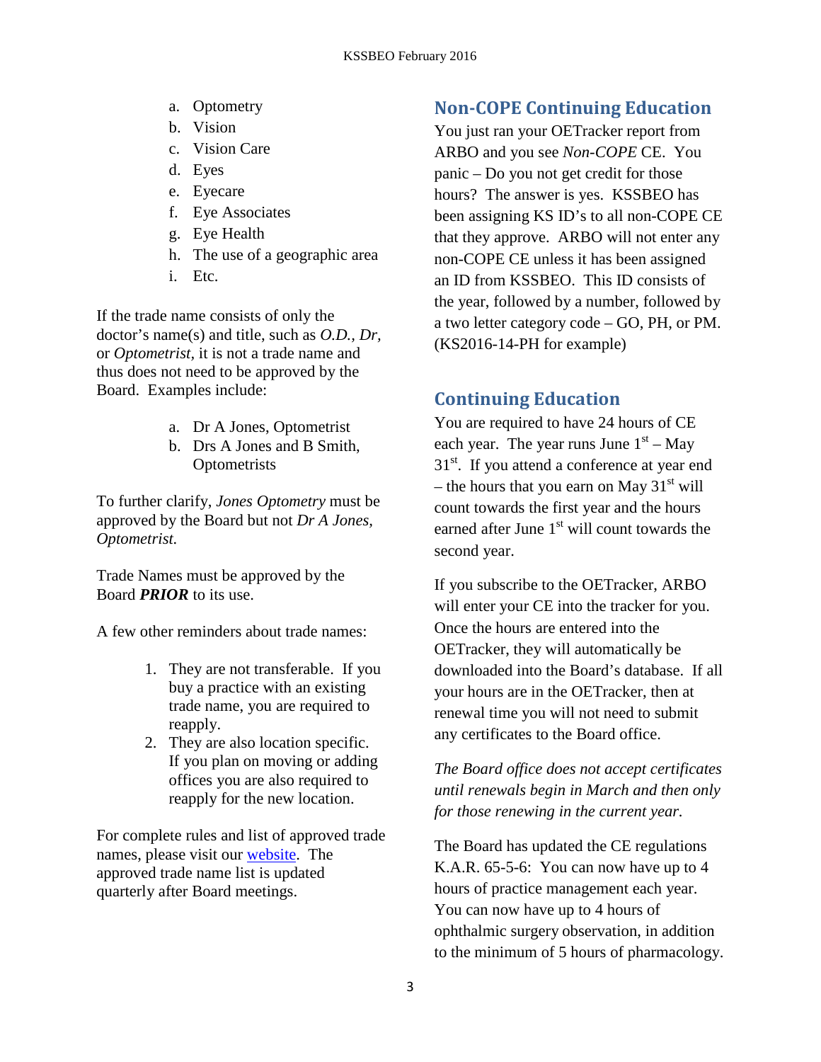a. Optometry
b. Vision
c. Vision Care
d. Eyes
e. Eyecare
f. Eye Associates
g. Eye Health
h. The use of a geographic area
i. Etc.

If the trade name consists of only the doctor's name(s) and title, such as *O.D., Dr,* or *Optometrist,* it is not a trade name and thus does not need to be approved by the Board. Examples include:

a. Dr A Jones, Optometrist
b. Drs A Jones and B Smith, Optometrists

To further clarify, *Jones Optometry* must be approved by the Board but not *Dr A Jones, Optometrist.*

Trade Names must be approved by the Board ***PRIOR*** to its use.

A few other reminders about trade names:

1. They are not transferable. If you buy a practice with an existing trade name, you are required to reapply.
2. They are also location specific. If you plan on moving or adding offices you are also required to reapply for the new location.

For complete rules and list of approved trade names, please visit our [website](). The approved trade name list is updated quarterly after Board meetings.

## Non-COPE Continuing Education

You just ran your OETracker report from ARBO and you see *Non-COPE* CE. You panic – Do you not get credit for those hours? The answer is yes. KSSBEO has been assigning KS ID's to all non-COPE CE that they approve. ARBO will not enter any non-COPE CE unless it has been assigned an ID from KSSBEO. This ID consists of the year, followed by a number, followed by a two letter category code – GO, PH, or PM. (KS2016-14-PH for example)

## Continuing Education

You are required to have 24 hours of CE each year. The year runs June 1st – May 31st. If you attend a conference at year end – the hours that you earn on May 31st will count towards the first year and the hours earned after June 1st will count towards the second year.

If you subscribe to the OETracker, ARBO will enter your CE into the tracker for you. Once the hours are entered into the OETracker, they will automatically be downloaded into the Board's database. If all your hours are in the OETracker, then at renewal time you will not need to submit any certificates to the Board office.

*The Board office does not accept certificates until renewals begin in March and then only for those renewing in the current year.*

The Board has updated the CE regulations K.A.R. 65-5-6: You can now have up to 4 hours of practice management each year. You can now have up to 4 hours of ophthalmic surgery observation, in addition to the minimum of 5 hours of pharmacology.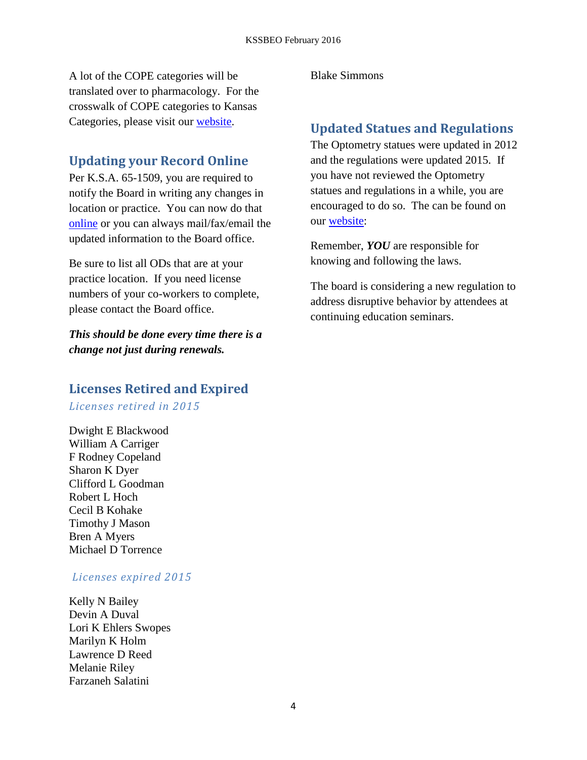A lot of the COPE categories will be translated over to pharmacology. For the crosswalk of COPE categories to Kansas Categories, please visit our website.

## Updating your Record Online

Per K.S.A. 65-1509, you are required to notify the Board in writing any changes in location or practice. You can now do that online or you can always mail/fax/email the updated information to the Board office.

Be sure to list all ODs that are at your practice location. If you need license numbers of your co-workers to complete, please contact the Board office.

***This should be done every time there is a change not just during renewals.***

## Licenses Retired and Expired

### *Licenses retired in 2015*

Dwight E Blackwood
William A Carriger
F Rodney Copeland
Sharon K Dyer
Clifford L Goodman
Robert L Hoch
Cecil B Kohake
Timothy J Mason
Bren A Myers
Michael D Torrence

### *Licenses expired 2015*

Kelly N Bailey
Devin A Duval
Lori K Ehlers Swopes
Marilyn K Holm
Lawrence D Reed
Melanie Riley
Farzaneh Salatini
Blake Simmons

## Updated Statues and Regulations

The Optometry statues were updated in 2012 and the regulations were updated 2015. If you have not reviewed the Optometry statues and regulations in a while, you are encouraged to do so. The can be found on our website:

Remember, ***YOU*** are responsible for knowing and following the laws.

The board is considering a new regulation to address disruptive behavior by attendees at continuing education seminars.